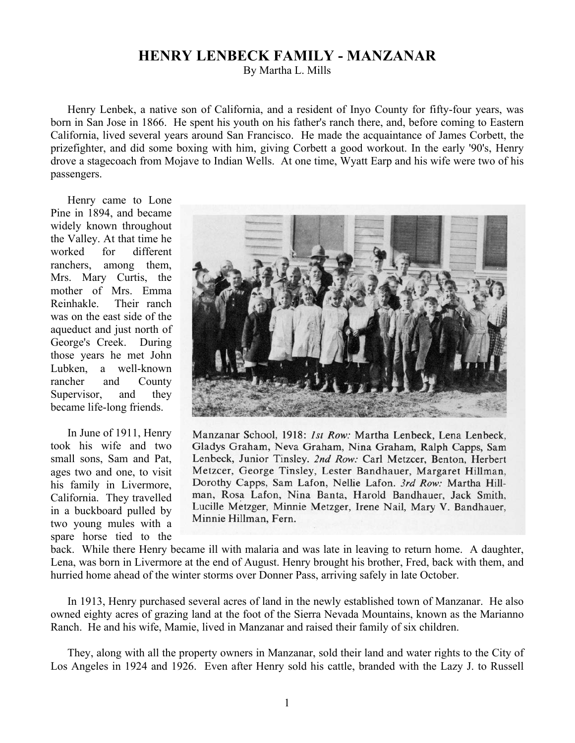# HENRY LENBECK FAMILY - MANZANAR

By Martha L. Mills

Henry Lenbek, a native son of California, and a resident of Inyo County for fifty-four years, was born in San Jose in 1866. He spent his youth on his father's ranch there, and, before coming to Eastern California, lived several years around San Francisco. He made the acquaintance of James Corbett, the prizefighter, and did some boxing with him, giving Corbett a good workout. In the early '90's, Henry drove a stagecoach from Mojave to Indian Wells. At one time, Wyatt Earp and his wife were two of his passengers.

Henry came to Lone Pine in 1894, and became widely known throughout the Valley. At that time he worked for different ranchers, among them, Mrs. Mary Curtis, the mother of Mrs. Emma Reinhakle. Their ranch was on the east side of the aqueduct and just north of George's Creek. During those years he met John Lubken, a well-known rancher and County Supervisor, and they became life-long friends.

Manzanar School, 1918: *1st Row:* Martha Lenbeck, Lena Lenbeck, Gladys Graham, Neva Graham, Nina Graham, Ralph Capps, Sam Lenbeck, Junior Tinsley. *2nd Row:* Carl Metzcer, Benton, Herbert Metzcer, George Tinsley, Lester Bandhauer, Margaret Hillman, Dorothy Capps, Sam Lafon, Nellie Lafon. *3rd Row:* Martha Hillman, Rosa Lafon, Nina Banta, Harold Bandhauer, Jack Smith, Lucille Metzger, Minnie Metzger, Irene Nail, Mary V. Bandhauer, Minnie Hillman, Fern.

In June of 1911, Henry took his wife and two small sons, Sam and Pat, ages two and one, to visit his family in Livermore, California. They travelled in a buckboard pulled by two young mules with a spare horse tied to the back. While there Henry became ill with malaria and was late in leaving to return home. A daughter, Lena, was born in Livermore at the end of August. Henry brought his brother, Fred, back with them, and hurried home ahead of the winter storms over Donner Pass, arriving safely in late October.

In 1913, Henry purchased several acres of land in the newly established town of Manzanar. He also owned eighty acres of grazing land at the foot of the Sierra Nevada Mountains, known as the Marianno Ranch. He and his wife, Mamie, lived in Manzanar and raised their family of six children.

They, along with all the property owners in Manzanar, sold their land and water rights to the City of Los Angeles in 1924 and 1926. Even after Henry sold his cattle, branded with the Lazy J. to Russell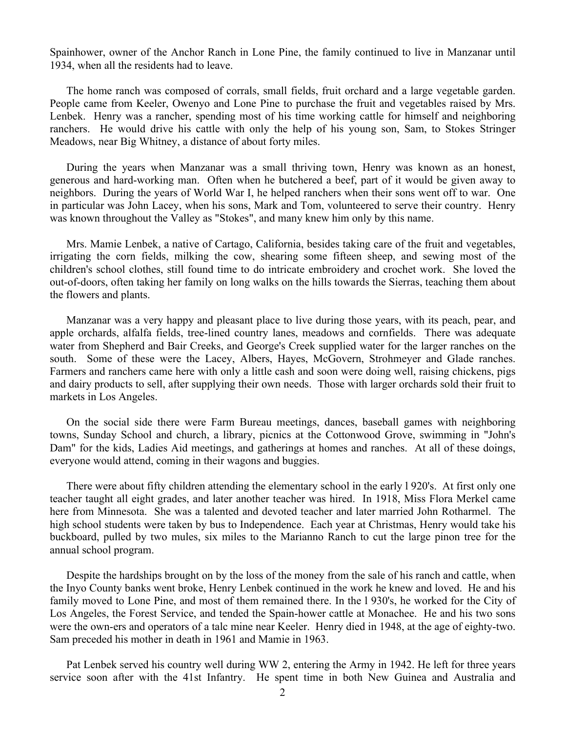Spainhower, owner of the Anchor Ranch in Lone Pine, the family continued to live in Manzanar until 1934, when all the residents had to leave.

The home ranch was composed of corrals, small fields, fruit orchard and a large vegetable garden. People came from Keeler, Owenyo and Lone Pine to purchase the fruit and vegetables raised by Mrs. Lenbek. Henry was a rancher, spending most of his time working cattle for himself and neighboring ranchers. He would drive his cattle with only the help of his young son, Sam, to Stokes Stringer Meadows, near Big Whitney, a distance of about forty miles.

During the years when Manzanar was a small thriving town, Henry was known as an honest, generous and hard-working man. Often when he butchered a beef, part of it would be given away to neighbors. During the years of World War I, he helped ranchers when their sons went off to war. One in particular was John Lacey, when his sons, Mark and Tom, volunteered to serve their country. Henry was known throughout the Valley as "Stokes", and many knew him only by this name.

Mrs. Mamie Lenbek, a native of Cartago, California, besides taking care of the fruit and vegetables, irrigating the corn fields, milking the cow, shearing some fifteen sheep, and sewing most of the children's school clothes, still found time to do intricate embroidery and crochet work. She loved the out-of-doors, often taking her family on long walks on the hills towards the Sierras, teaching them about the flowers and plants.

Manzanar was a very happy and pleasant place to live during those years, with its peach, pear, and apple orchards, alfalfa fields, tree-lined country lanes, meadows and cornfields. There was adequate water from Shepherd and Bair Creeks, and George's Creek supplied water for the larger ranches on the south. Some of these were the Lacey, Albers, Hayes, McGovern, Strohmeyer and Glade ranches. Farmers and ranchers came here with only a little cash and soon were doing well, raising chickens, pigs and dairy products to sell, after supplying their own needs. Those with larger orchards sold their fruit to markets in Los Angeles.

On the social side there were Farm Bureau meetings, dances, baseball games with neighboring towns, Sunday School and church, a library, picnics at the Cottonwood Grove, swimming in "John's Dam" for the kids, Ladies Aid meetings, and gatherings at homes and ranches. At all of these doings, everyone would attend, coming in their wagons and buggies.

There were about fifty children attending the elementary school in the early l 920's. At first only one teacher taught all eight grades, and later another teacher was hired. In 1918, Miss Flora Merkel came here from Minnesota. She was a talented and devoted teacher and later married John Rotharmel. The high school students were taken by bus to Independence. Each year at Christmas, Henry would take his buckboard, pulled by two mules, six miles to the Marianno Ranch to cut the large pinon tree for the annual school program.

Despite the hardships brought on by the loss of the money from the sale of his ranch and cattle, when the Inyo County banks went broke, Henry Lenbek continued in the work he knew and loved. He and his family moved to Lone Pine, and most of them remained there. In the l 930's, he worked for the City of Los Angeles, the Forest Service, and tended the Spain-hower cattle at Monachee. He and his two sons were the own-ers and operators of a talc mine near Keeler. Henry died in 1948, at the age of eighty-two. Sam preceded his mother in death in 1961 and Mamie in 1963.

Pat Lenbek served his country well during WW 2, entering the Army in 1942. He left for three years service soon after with the 41st Infantry. He spent time in both New Guinea and Australia and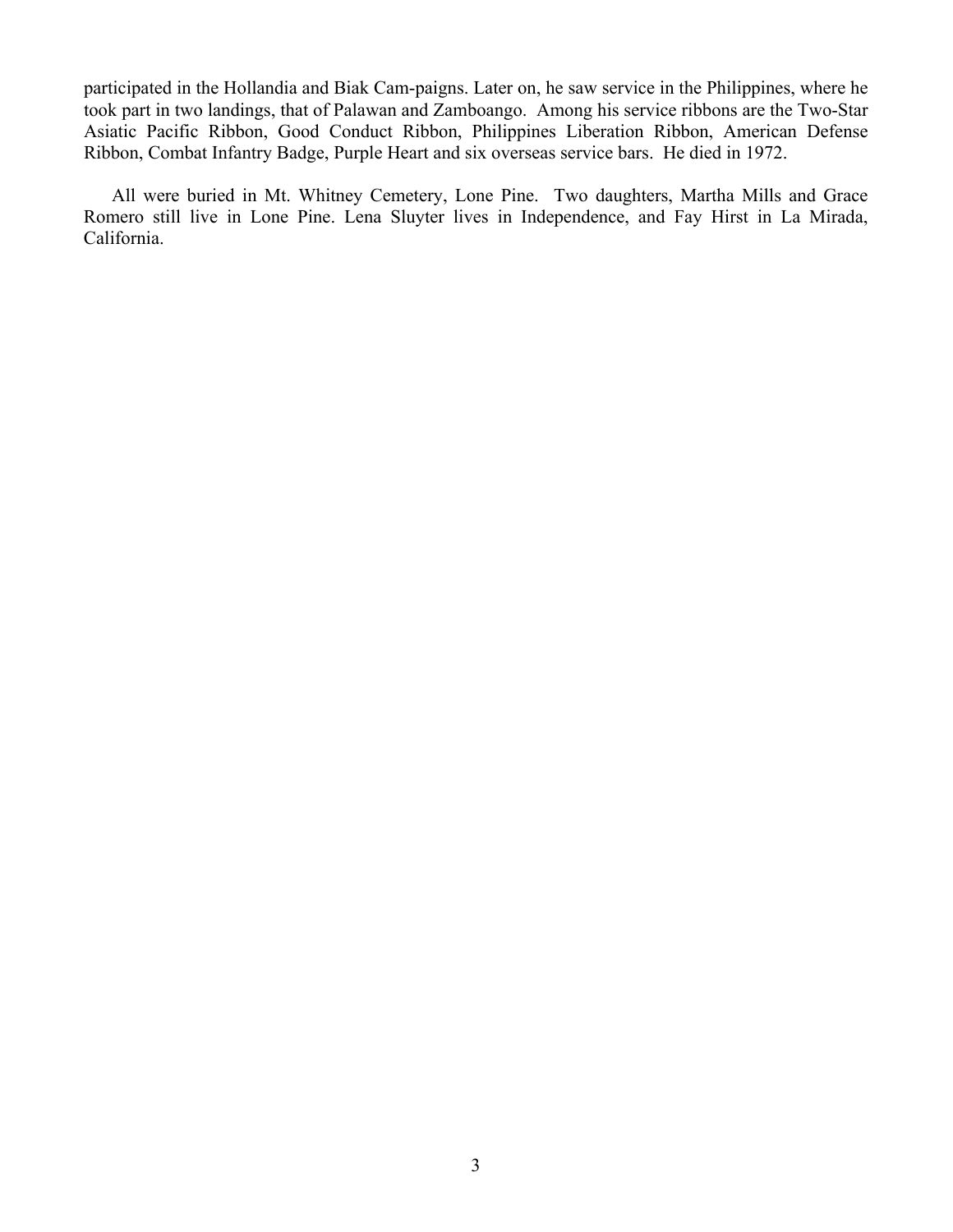participated in the Hollandia and Biak Cam-paigns. Later on, he saw service in the Philippines, where he took part in two landings, that of Palawan and Zamboango. Among his service ribbons are the Two-Star Asiatic Pacific Ribbon, Good Conduct Ribbon, Philippines Liberation Ribbon, American Defense Ribbon, Combat Infantry Badge, Purple Heart and six overseas service bars. He died in 1972.

All were buried in Mt. Whitney Cemetery, Lone Pine. Two daughters, Martha Mills and Grace Romero still live in Lone Pine. Lena Sluyter lives in Independence, and Fay Hirst in La Mirada, California.